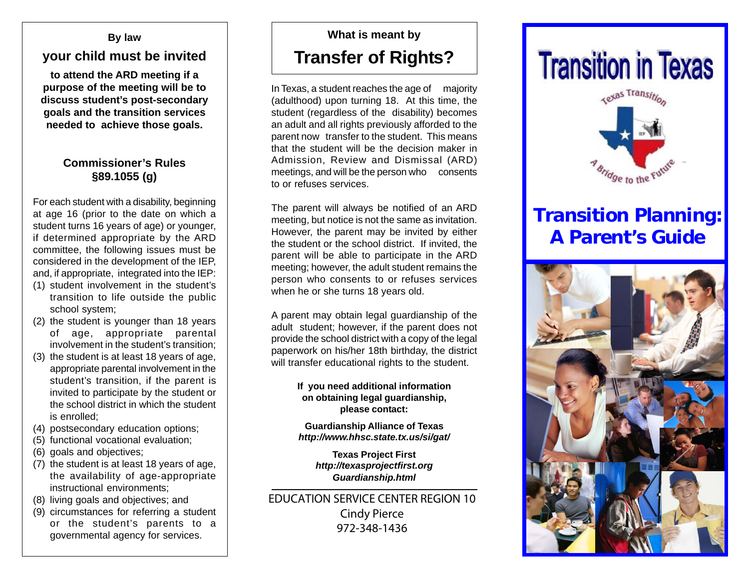**By law**

## your child must be invited

**to attend the ARD meeting if a purpose of the meeting will be to discuss student's post-secondary goals and the transition services needed to achieve those goals.**

### Commissioner's Rules §89.1055 (g)

For each student with a disability, beginning at age 16 (prior to the date on which a student turns 16 years of age) or younger, if determined appropriate by the ARD committee, the following issues must be considered in the development of the IEP, and, if appropriate, integrated into the IEP:

1. student involvement in the student's transition to life outside the public school system;
2. the student is younger than 18 years of age, appropriate parental involvement in the student's transition;
3. the student is at least 18 years of age, appropriate parental involvement in the student's transition, if the parent is invited to participate by the student or the school district in which the student is enrolled;
4. postsecondary education options;
5. functional vocational evaluation;
6. goals and objectives;
7. the student is at least 18 years of age, the availability of age-appropriate instructional environments;
8. living goals and objectives; and
9. circumstances for referring a student or the student's parents to a governmental agency for services.

**What is meant by**

## Transfer of Rights?

In Texas, a student reaches the age of majority (adulthood) upon turning 18. At this time, the student (regardless of the disability) becomes an adult and all rights previously afforded to the parent now transfer to the student. This means that the student will be the decision maker in Admission, Review and Dismissal (ARD) meetings, and will be the person who consents to or refuses services.

The parent will always be notified of an ARD meeting, but notice is not the same as invitation. However, the parent may be invited by either the student or the school district. If invited, the parent will be able to participate in the ARD meeting; however, the adult student remains the person who consents to or refuses services when he or she turns 18 years old.

A parent may obtain legal guardianship of the adult student; however, if the parent does not provide the school district with a copy of the legal paperwork on his/her 18th birthday, the district will transfer educational rights to the student.

**If you need additional information on obtaining legal guardianship, please contact:**

**Guardianship Alliance of Texas**
***http://www.hhsc.state.tx.us/si/gat/***

**Texas Project First**
***http://texasprojectfirst.org Guardianship.html***

EDUCATION SERVICE CENTER REGION 10
Cindy Pierce
972-348-1436

# Transition in Texas

Texas Transition
A Bridge to the Future

# Transition Planning: A Parent's Guide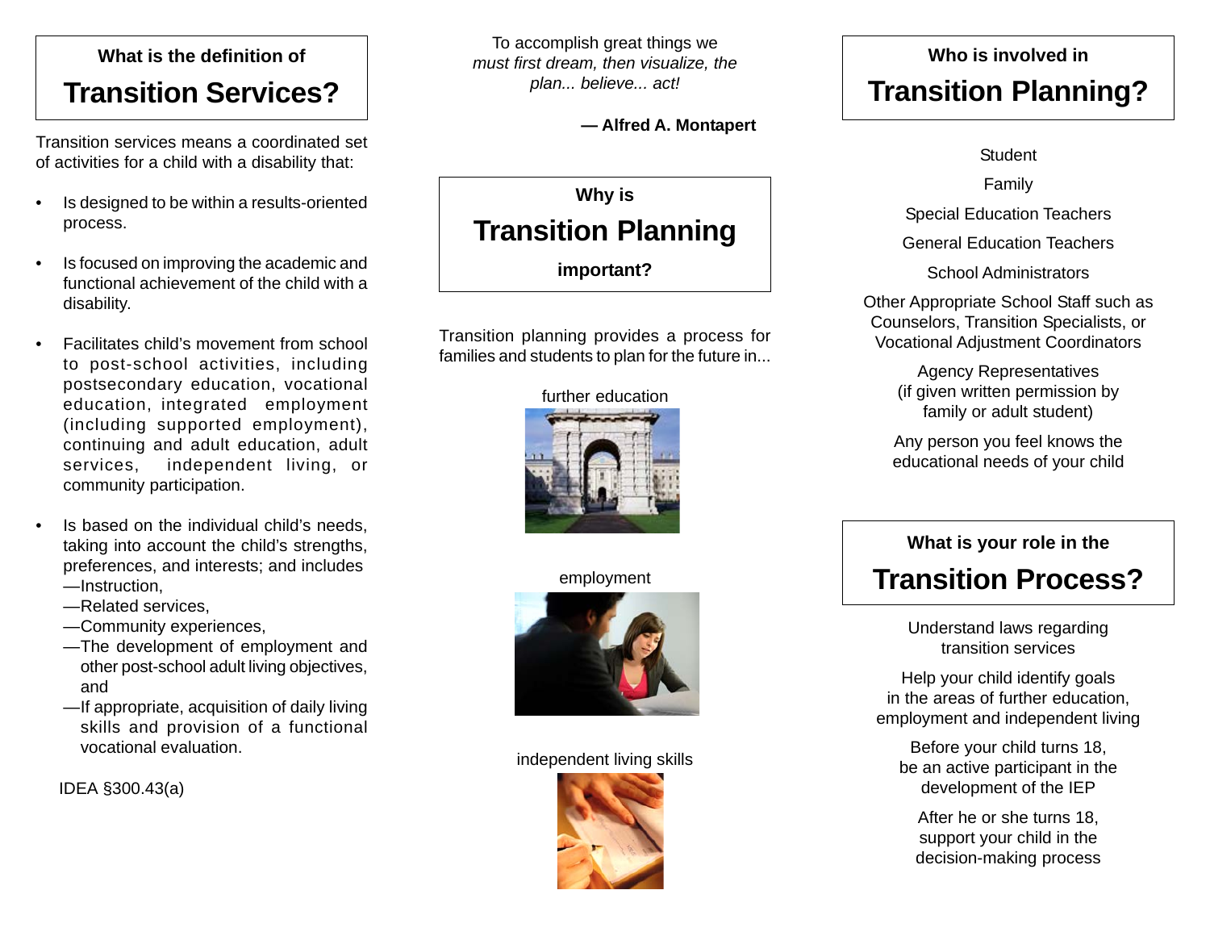## What is the definition of Transition Services?

Transition services means a coordinated set of activities for a child with a disability that:

- Is designed to be within a results-oriented process.
- Is focused on improving the academic and functional achievement of the child with a disability.
- Facilitates child's movement from school to post-school activities, including postsecondary education, vocational education, integrated employment (including supported employment), continuing and adult education, adult services, independent living, or community participation.
- Is based on the individual child's needs, taking into account the child's strengths, preferences, and interests; and includes
  —Instruction,
  —Related services,
  —Community experiences,
  —The development of employment and other post-school adult living objectives, and
  —If appropriate, acquisition of daily living skills and provision of a functional vocational evaluation.

IDEA §300.43(a)

To accomplish great things we *must first dream, then visualize, the plan... believe... act!*

**— Alfred A. Montapert**

## Why is Transition Planning important?

Transition planning provides a process for families and students to plan for the future in...

further education

employment

independent living skills

## Who is involved in Transition Planning?

Student

Family

Special Education Teachers

General Education Teachers

School Administrators

Other Appropriate School Staff such as Counselors, Transition Specialists, or Vocational Adjustment Coordinators

Agency Representatives (if given written permission by family or adult student)

Any person you feel knows the educational needs of your child

## What is your role in the Transition Process?

Understand laws regarding transition services

Help your child identify goals in the areas of further education, employment and independent living

Before your child turns 18, be an active participant in the development of the IEP

After he or she turns 18, support your child in the decision-making process